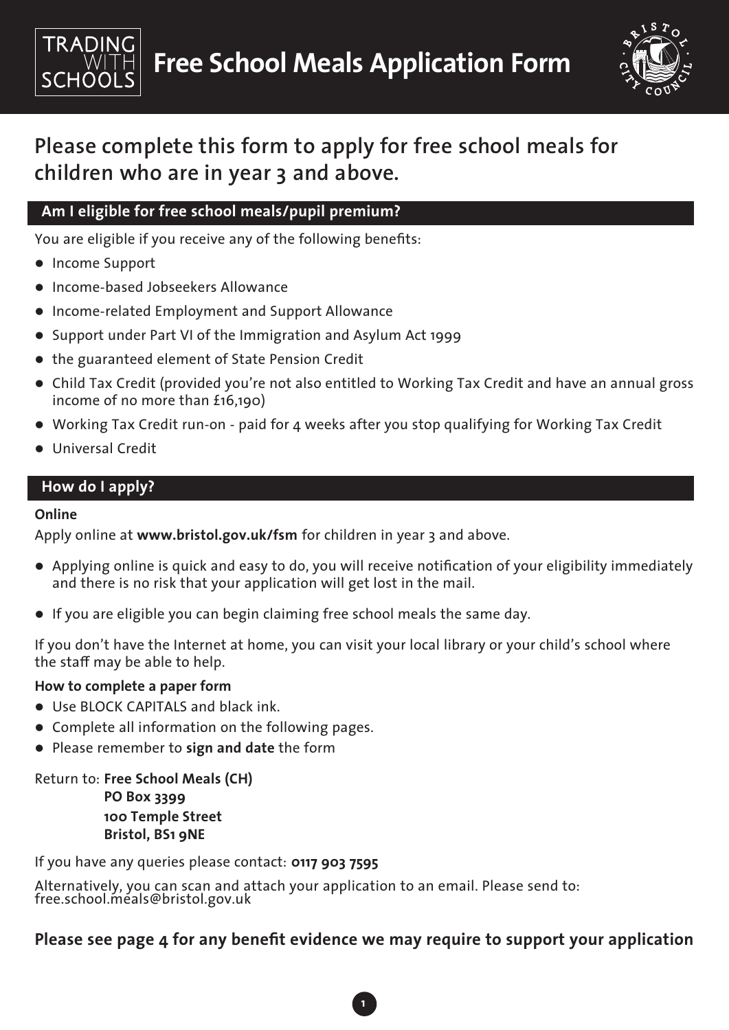# Free School Meals Application Form

TRADING WITH SCHOOLS

BRISTOL CITY COUNCIL

## Please complete this form to apply for free school meals for children who are in year 3 and above.

### Am I eligible for free school meals/pupil premium?

You are eligible if you receive any of the following benefits:

- Income Support
- Income-based Jobseekers Allowance
- Income-related Employment and Support Allowance
- Support under Part VI of the Immigration and Asylum Act 1999
- the guaranteed element of State Pension Credit
- Child Tax Credit (provided you're not also entitled to Working Tax Credit and have an annual gross income of no more than £16,190)
- Working Tax Credit run-on - paid for 4 weeks after you stop qualifying for Working Tax Credit
- Universal Credit

### How do I apply?

**Online**

Apply online at **www.bristol.gov.uk/fsm** for children in year 3 and above.

- Applying online is quick and easy to do, you will receive notification of your eligibility immediately and there is no risk that your application will get lost in the mail.
- If you are eligible you can begin claiming free school meals the same day.

If you don't have the Internet at home, you can visit your local library or your child's school where the staff may be able to help.

**How to complete a paper form**

- Use BLOCK CAPITALS and black ink.
- Complete all information on the following pages.
- Please remember to **sign and date** the form

Return to: **Free School Meals (CH)**
**PO Box 3399**
**100 Temple Street**
**Bristol, BS1 9NE**

If you have any queries please contact: **0117 903 7595**

Alternatively, you can scan and attach your application to an email. Please send to: free.school.meals@bristol.gov.uk

**Please see page 4 for any benefit evidence we may require to support your application**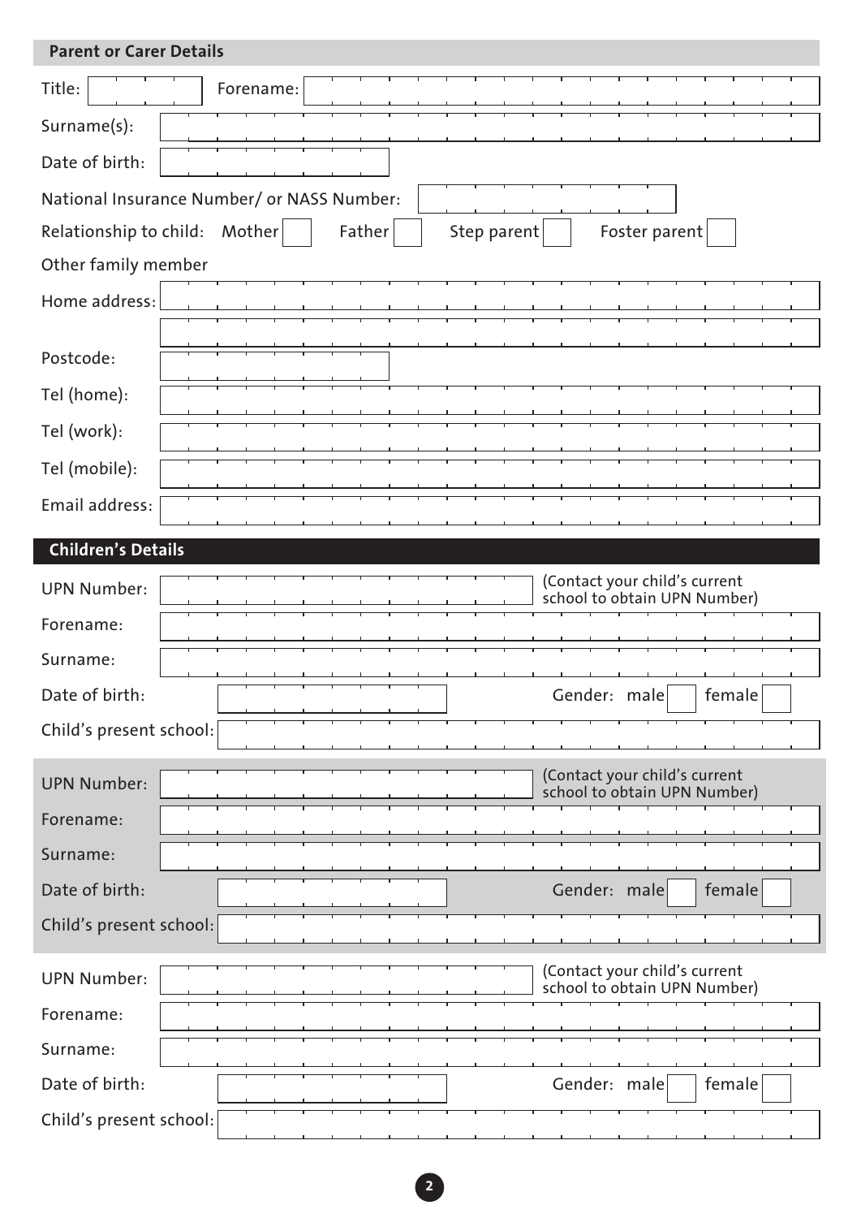## Parent or Carer Details

Title: Forename:

Surname(s):

Date of birth:

National Insurance Number/ or NASS Number:

Relationship to child: Mother ☐ Father ☐ Step parent ☐ Foster parent ☐

Other family member

Home address:

Postcode:

Tel (home):

Tel (work):

Tel (mobile):

Email address:

## Children's Details

UPN Number: (Contact your child's current school to obtain UPN Number)

Forename:

Surname:

Date of birth: Gender: male ☐ female ☐

Child's present school:

UPN Number: (Contact your child's current school to obtain UPN Number)

Forename:

Surname:

Date of birth: Gender: male ☐ female ☐

Child's present school:

UPN Number: (Contact your child's current school to obtain UPN Number)

Forename:

Surname:

Date of birth: Gender: male ☐ female ☐

Child's present school: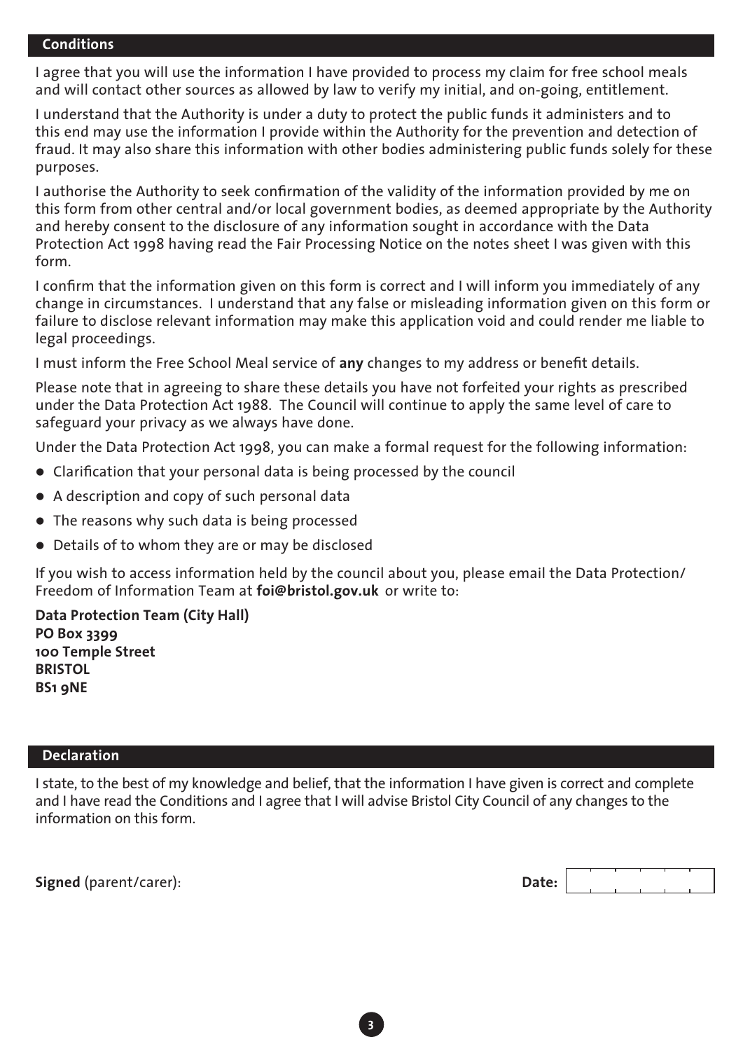## Conditions

I agree that you will use the information I have provided to process my claim for free school meals and will contact other sources as allowed by law to verify my initial, and on-going, entitlement.

I understand that the Authority is under a duty to protect the public funds it administers and to this end may use the information I provide within the Authority for the prevention and detection of fraud. It may also share this information with other bodies administering public funds solely for these purposes.

I authorise the Authority to seek confirmation of the validity of the information provided by me on this form from other central and/or local government bodies, as deemed appropriate by the Authority and hereby consent to the disclosure of any information sought in accordance with the Data Protection Act 1998 having read the Fair Processing Notice on the notes sheet I was given with this form.

I confirm that the information given on this form is correct and I will inform you immediately of any change in circumstances. I understand that any false or misleading information given on this form or failure to disclose relevant information may make this application void and could render me liable to legal proceedings.

I must inform the Free School Meal service of **any** changes to my address or benefit details.

Please note that in agreeing to share these details you have not forfeited your rights as prescribed under the Data Protection Act 1988. The Council will continue to apply the same level of care to safeguard your privacy as we always have done.

Under the Data Protection Act 1998, you can make a formal request for the following information:

- Clarification that your personal data is being processed by the council
- A description and copy of such personal data
- The reasons why such data is being processed
- Details of to whom they are or may be disclosed

If you wish to access information held by the council about you, please email the Data Protection/ Freedom of Information Team at **foi@bristol.gov.uk** or write to:

**Data Protection Team (City Hall)**
**PO Box 3399**
**100 Temple Street**
**BRISTOL**
**BS1 9NE**

## Declaration

I state, to the best of my knowledge and belief, that the information I have given is correct and complete and I have read the Conditions and I agree that I will advise Bristol City Council of any changes to the information on this form.

**Signed** (parent/carer): **Date:**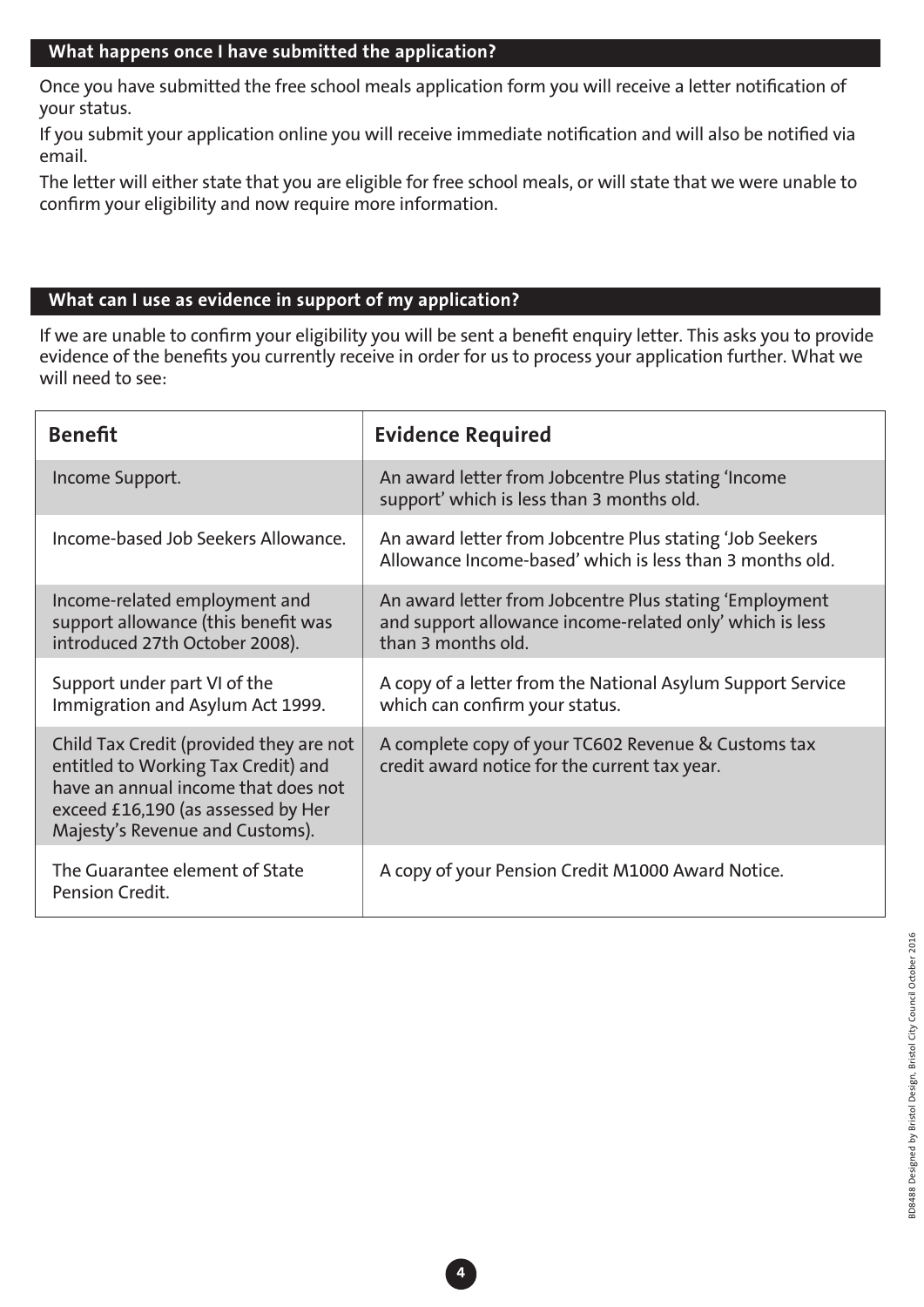## What happens once I have submitted the application?

Once you have submitted the free school meals application form you will receive a letter notification of your status.

If you submit your application online you will receive immediate notification and will also be notified via email.

The letter will either state that you are eligible for free school meals, or will state that we were unable to confirm your eligibility and now require more information.

## What can I use as evidence in support of my application?

If we are unable to confirm your eligibility you will be sent a benefit enquiry letter. This asks you to provide evidence of the benefits you currently receive in order for us to process your application further. What we will need to see:

| Benefit | Evidence Required |
|---|---|
| Income Support. | An award letter from Jobcentre Plus stating 'Income support' which is less than 3 months old. |
| Income-based Job Seekers Allowance. | An award letter from Jobcentre Plus stating 'Job Seekers Allowance Income-based' which is less than 3 months old. |
| Income-related employment and support allowance (this benefit was introduced 27th October 2008). | An award letter from Jobcentre Plus stating 'Employment and support allowance income-related only' which is less than 3 months old. |
| Support under part VI of the Immigration and Asylum Act 1999. | A copy of a letter from the National Asylum Support Service which can confirm your status. |
| Child Tax Credit (provided they are not entitled to Working Tax Credit) and have an annual income that does not exceed £16,190 (as assessed by Her Majesty's Revenue and Customs). | A complete copy of your TC602 Revenue & Customs tax credit award notice for the current tax year. |
| The Guarantee element of State Pension Credit. | A copy of your Pension Credit M1000 Award Notice. |

BD8488 Designed by Bristol Design, Bristol City Council October 2016